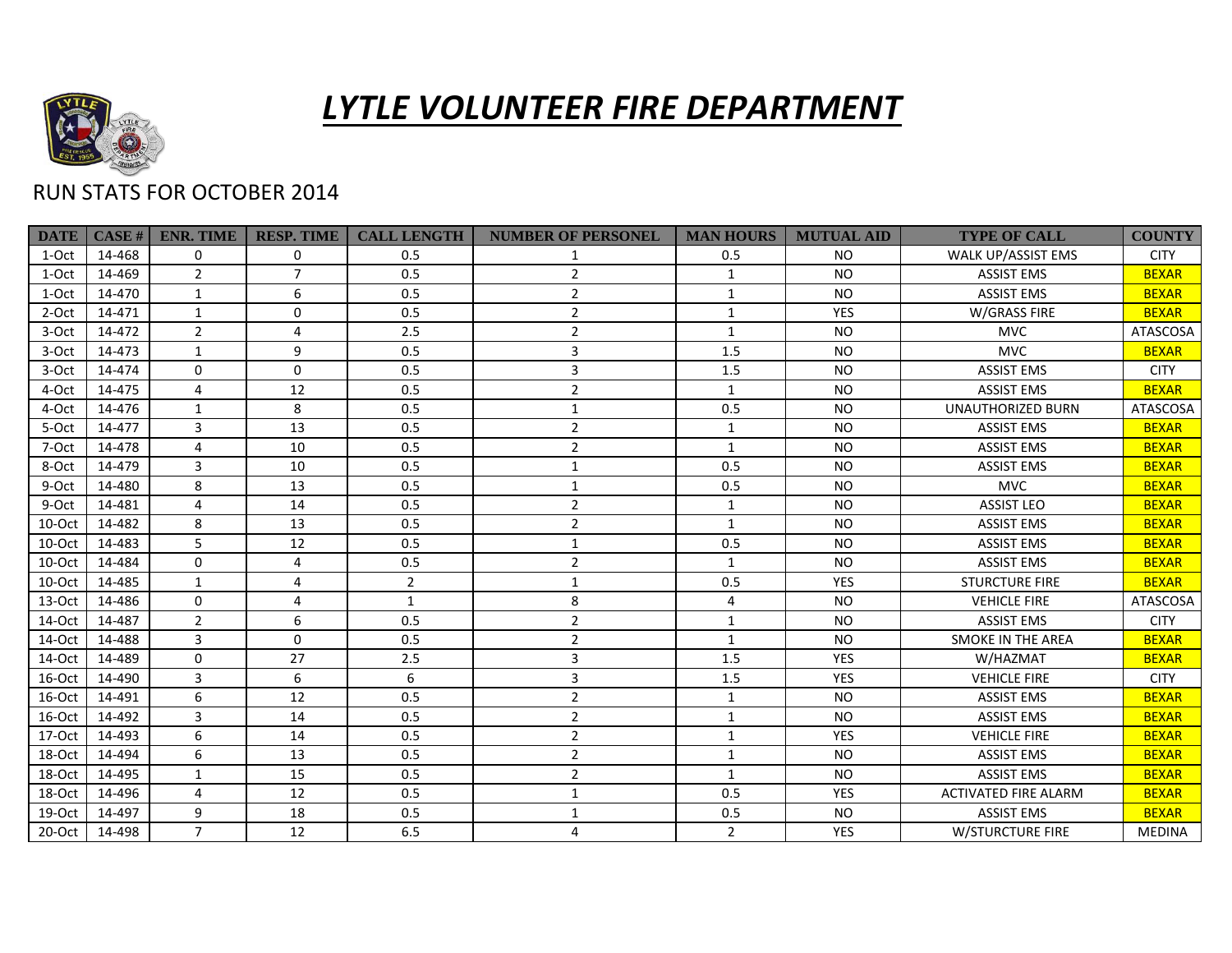# *LYTLE VOLUNTEER FIRE DEPARTMENT*

RUN STATS FOR OCTOBER 2014

| DATE | CASE # | ENR. TIME | RESP. TIME | CALL LENGTH | NUMBER OF PERSONEL | MAN HOURS | MUTUAL AID | TYPE OF CALL | COUNTY |
|---|---|---|---|---|---|---|---|---|---|
| 1-Oct | 14-468 | 0 | 0 | 0.5 | 1 | 0.5 | NO | WALK UP/ASSIST EMS | CITY |
| 1-Oct | 14-469 | 2 | 7 | 0.5 | 2 | 1 | NO | ASSIST EMS | BEXAR |
| 1-Oct | 14-470 | 1 | 6 | 0.5 | 2 | 1 | NO | ASSIST EMS | BEXAR |
| 2-Oct | 14-471 | 1 | 0 | 0.5 | 2 | 1 | YES | W/GRASS FIRE | BEXAR |
| 3-Oct | 14-472 | 2 | 4 | 2.5 | 2 | 1 | NO | MVC | ATASCOSA |
| 3-Oct | 14-473 | 1 | 9 | 0.5 | 3 | 1.5 | NO | MVC | BEXAR |
| 3-Oct | 14-474 | 0 | 0 | 0.5 | 3 | 1.5 | NO | ASSIST EMS | CITY |
| 4-Oct | 14-475 | 4 | 12 | 0.5 | 2 | 1 | NO | ASSIST EMS | BEXAR |
| 4-Oct | 14-476 | 1 | 8 | 0.5 | 1 | 0.5 | NO | UNAUTHORIZED BURN | ATASCOSA |
| 5-Oct | 14-477 | 3 | 13 | 0.5 | 2 | 1 | NO | ASSIST EMS | BEXAR |
| 7-Oct | 14-478 | 4 | 10 | 0.5 | 2 | 1 | NO | ASSIST EMS | BEXAR |
| 8-Oct | 14-479 | 3 | 10 | 0.5 | 1 | 0.5 | NO | ASSIST EMS | BEXAR |
| 9-Oct | 14-480 | 8 | 13 | 0.5 | 1 | 0.5 | NO | MVC | BEXAR |
| 9-Oct | 14-481 | 4 | 14 | 0.5 | 2 | 1 | NO | ASSIST LEO | BEXAR |
| 10-Oct | 14-482 | 8 | 13 | 0.5 | 2 | 1 | NO | ASSIST EMS | BEXAR |
| 10-Oct | 14-483 | 5 | 12 | 0.5 | 1 | 0.5 | NO | ASSIST EMS | BEXAR |
| 10-Oct | 14-484 | 0 | 4 | 0.5 | 2 | 1 | NO | ASSIST EMS | BEXAR |
| 10-Oct | 14-485 | 1 | 4 | 2 | 1 | 0.5 | YES | STURCTURE FIRE | BEXAR |
| 13-Oct | 14-486 | 0 | 4 | 1 | 8 | 4 | NO | VEHICLE FIRE | ATASCOSA |
| 14-Oct | 14-487 | 2 | 6 | 0.5 | 2 | 1 | NO | ASSIST EMS | CITY |
| 14-Oct | 14-488 | 3 | 0 | 0.5 | 2 | 1 | NO | SMOKE IN THE AREA | BEXAR |
| 14-Oct | 14-489 | 0 | 27 | 2.5 | 3 | 1.5 | YES | W/HAZMAT | BEXAR |
| 16-Oct | 14-490 | 3 | 6 | 6 | 3 | 1.5 | YES | VEHICLE FIRE | CITY |
| 16-Oct | 14-491 | 6 | 12 | 0.5 | 2 | 1 | NO | ASSIST EMS | BEXAR |
| 16-Oct | 14-492 | 3 | 14 | 0.5 | 2 | 1 | NO | ASSIST EMS | BEXAR |
| 17-Oct | 14-493 | 6 | 14 | 0.5 | 2 | 1 | YES | VEHICLE FIRE | BEXAR |
| 18-Oct | 14-494 | 6 | 13 | 0.5 | 2 | 1 | NO | ASSIST EMS | BEXAR |
| 18-Oct | 14-495 | 1 | 15 | 0.5 | 2 | 1 | NO | ASSIST EMS | BEXAR |
| 18-Oct | 14-496 | 4 | 12 | 0.5 | 1 | 0.5 | YES | ACTIVATED FIRE ALARM | BEXAR |
| 19-Oct | 14-497 | 9 | 18 | 0.5 | 1 | 0.5 | NO | ASSIST EMS | BEXAR |
| 20-Oct | 14-498 | 7 | 12 | 6.5 | 4 | 2 | YES | W/STURCTURE FIRE | MEDINA |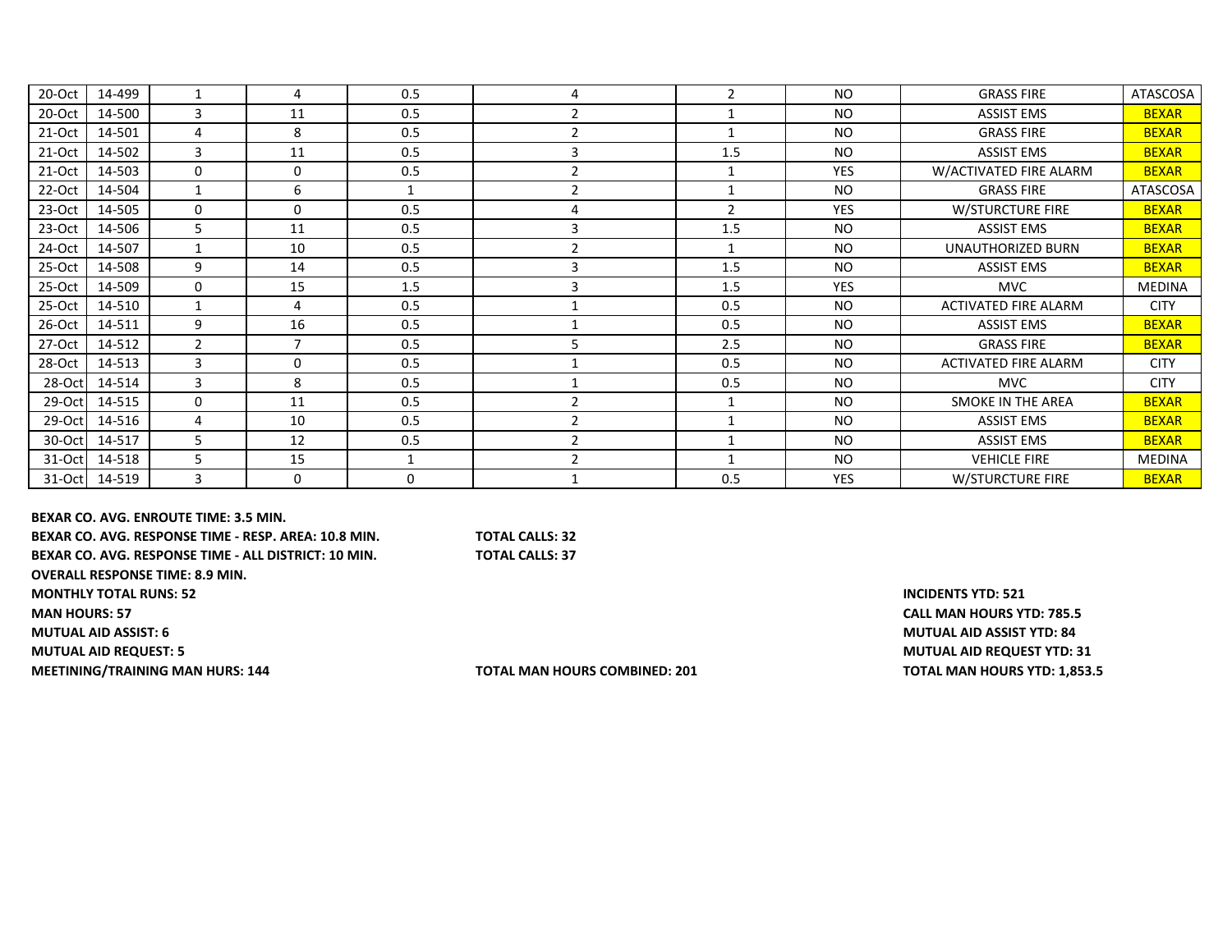| | | | | | | | | | |
|---|---|---|---|---|---|---|---|---|---|
| 20-Oct | 14-499 | 1 | 4 | 0.5 | 4 | 2 | NO | GRASS FIRE | ATASCOSA |
| 20-Oct | 14-500 | 3 | 11 | 0.5 | 2 | 1 | NO | ASSIST EMS | BEXAR |
| 21-Oct | 14-501 | 4 | 8 | 0.5 | 2 | 1 | NO | GRASS FIRE | BEXAR |
| 21-Oct | 14-502 | 3 | 11 | 0.5 | 3 | 1.5 | NO | ASSIST EMS | BEXAR |
| 21-Oct | 14-503 | 0 | 0 | 0.5 | 2 | 1 | YES | W/ACTIVATED FIRE ALARM | BEXAR |
| 22-Oct | 14-504 | 1 | 6 | 1 | 2 | 1 | NO | GRASS FIRE | ATASCOSA |
| 23-Oct | 14-505 | 0 | 0 | 0.5 | 4 | 2 | YES | W/STURCTURE FIRE | BEXAR |
| 23-Oct | 14-506 | 5 | 11 | 0.5 | 3 | 1.5 | NO | ASSIST EMS | BEXAR |
| 24-Oct | 14-507 | 1 | 10 | 0.5 | 2 | 1 | NO | UNAUTHORIZED BURN | BEXAR |
| 25-Oct | 14-508 | 9 | 14 | 0.5 | 3 | 1.5 | NO | ASSIST EMS | BEXAR |
| 25-Oct | 14-509 | 0 | 15 | 1.5 | 3 | 1.5 | YES | MVC | MEDINA |
| 25-Oct | 14-510 | 1 | 4 | 0.5 | 1 | 0.5 | NO | ACTIVATED FIRE ALARM | CITY |
| 26-Oct | 14-511 | 9 | 16 | 0.5 | 1 | 0.5 | NO | ASSIST EMS | BEXAR |
| 27-Oct | 14-512 | 2 | 7 | 0.5 | 5 | 2.5 | NO | GRASS FIRE | BEXAR |
| 28-Oct | 14-513 | 3 | 0 | 0.5 | 1 | 0.5 | NO | ACTIVATED FIRE ALARM | CITY |
| 28-Oct | 14-514 | 3 | 8 | 0.5 | 1 | 0.5 | NO | MVC | CITY |
| 29-Oct | 14-515 | 0 | 11 | 0.5 | 2 | 1 | NO | SMOKE IN THE AREA | BEXAR |
| 29-Oct | 14-516 | 4 | 10 | 0.5 | 2 | 1 | NO | ASSIST EMS | BEXAR |
| 30-Oct | 14-517 | 5 | 12 | 0.5 | 2 | 1 | NO | ASSIST EMS | BEXAR |
| 31-Oct | 14-518 | 5 | 15 | 1 | 2 | 1 | NO | VEHICLE FIRE | MEDINA |
| 31-Oct | 14-519 | 3 | 0 | 0 | 1 | 0.5 | YES | W/STURCTURE FIRE | BEXAR |

**BEXAR CO. AVG. ENROUTE TIME: 3.5 MIN.**

**BEXAR CO. AVG. RESPONSE TIME - RESP. AREA: 10.8 MIN.** **TOTAL CALLS: 32**

**BEXAR CO. AVG. RESPONSE TIME - ALL DISTRICT: 10 MIN.** **TOTAL CALLS: 37**

**OVERALL RESPONSE TIME: 8.9 MIN.**

**MONTHLY TOTAL RUNS: 52**

**MAN HOURS: 57**

**MUTUAL AID ASSIST: 6**

**MUTUAL AID REQUEST: 5**

**MEETINING/TRAINING MAN HURS: 144**

**TOTAL MAN HOURS COMBINED: 201**

**INCIDENTS YTD: 521**

**CALL MAN HOURS YTD: 785.5**

**MUTUAL AID ASSIST YTD: 84**

**MUTUAL AID REQUEST YTD: 31**

**TOTAL MAN HOURS YTD: 1,853.5**